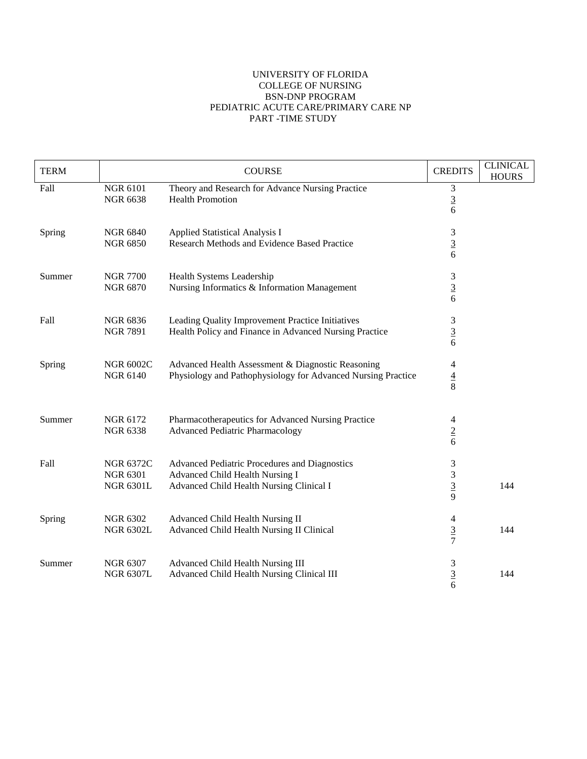# UNIVERSITY OF FLORIDA
## COLLEGE OF NURSING
## BSN-DNP PROGRAM
## PEDIATRIC ACUTE CARE/PRIMARY CARE NP
## PART -TIME STUDY

| TERM | COURSE | | CREDITS | CLINICAL HOURS |
|---|---|---|---|---|
| Fall | NGR 6101 | Theory and Research for Advance Nursing Practice | 3 | |
| | NGR 6638 | Health Promotion | 3 | |
| | | | 6 | |
| Spring | NGR 6840 | Applied Statistical Analysis I | 3 | |
| | NGR 6850 | Research Methods and Evidence Based Practice | 3 | |
| | | | 6 | |
| Summer | NGR 7700 | Health Systems Leadership | 3 | |
| | NGR 6870 | Nursing Informatics & Information Management | 3 | |
| | | | 6 | |
| Fall | NGR 6836 | Leading Quality Improvement Practice Initiatives | 3 | |
| | NGR 7891 | Health Policy and Finance in Advanced Nursing Practice | 3 | |
| | | | 6 | |
| Spring | NGR 6002C | Advanced Health Assessment & Diagnostic Reasoning | 4 | |
| | NGR 6140 | Physiology and Pathophysiology for Advanced Nursing Practice | 4 | |
| | | | 8 | |
| Summer | NGR 6172 | Pharmacotherapeutics for Advanced Nursing Practice | 4 | |
| | NGR 6338 | Advanced Pediatric Pharmacology | 2 | |
| | | | 6 | |
| Fall | NGR 6372C | Advanced Pediatric Procedures and Diagnostics | 3 | |
| | NGR 6301 | Advanced Child Health Nursing I | 3 | |
| | NGR 6301L | Advanced Child Health Nursing Clinical I | 3 | 144 |
| | | | 9 | |
| Spring | NGR 6302 | Advanced Child Health Nursing II | 4 | |
| | NGR 6302L | Advanced Child Health Nursing II Clinical | 3 | 144 |
| | | | 7 | |
| Summer | NGR 6307 | Advanced Child Health Nursing III | 3 | |
| | NGR 6307L | Advanced Child Health Nursing Clinical III | 3 | 144 |
| | | | 6 | |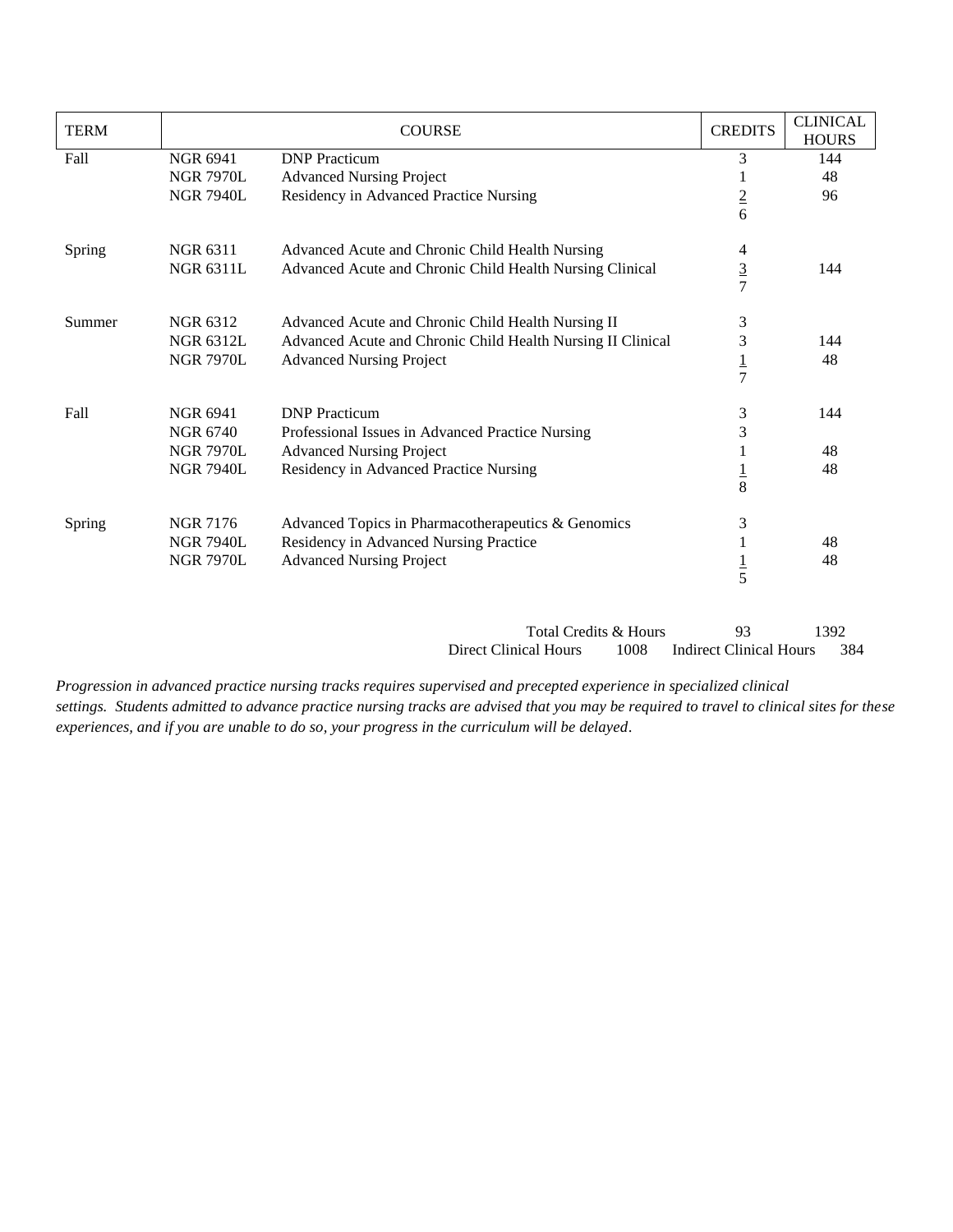| TERM | COURSE | | CREDITS | CLINICAL HOURS |
|---|---|---|---|---|
| Fall | NGR 6941 | DNP Practicum | 3 | 144 |
| | NGR 7970L | Advanced Nursing Project | 1 | 48 |
| | NGR 7940L | Residency in Advanced Practice Nursing | 2 | 96 |
| | | | 6 | |
| Spring | NGR 6311 | Advanced Acute and Chronic Child Health Nursing | 4 | |
| | NGR 6311L | Advanced Acute and Chronic Child Health Nursing Clinical | 3 | 144 |
| | | | 7 | |
| Summer | NGR 6312 | Advanced Acute and Chronic Child Health Nursing II | 3 | |
| | NGR 6312L | Advanced Acute and Chronic Child Health Nursing II Clinical | 3 | 144 |
| | NGR 7970L | Advanced Nursing Project | 1 | 48 |
| | | | 7 | |
| Fall | NGR 6941 | DNP Practicum | 3 | 144 |
| | NGR 6740 | Professional Issues in Advanced Practice Nursing | 3 | |
| | NGR 7970L | Advanced Nursing Project | 1 | 48 |
| | NGR 7940L | Residency in Advanced Practice Nursing | 1 | 48 |
| | | | 8 | |
| Spring | NGR 7176 | Advanced Topics in Pharmacotherapeutics & Genomics | 3 | |
| | NGR 7940L | Residency in Advanced Nursing Practice | 1 | 48 |
| | NGR 7970L | Advanced Nursing Project | 1 | 48 |
| | | | 5 | |
| | | Total Credits & Hours | 93 | 1392 |

Direct Clinical Hours 1008 Indirect Clinical Hours 384

*Progression in advanced practice nursing tracks requires supervised and precepted experience in specialized clinical settings. Students admitted to advance practice nursing tracks are advised that you may be required to travel to clinical sites for these experiences, and if you are unable to do so, your progress in the curriculum will be delayed.*